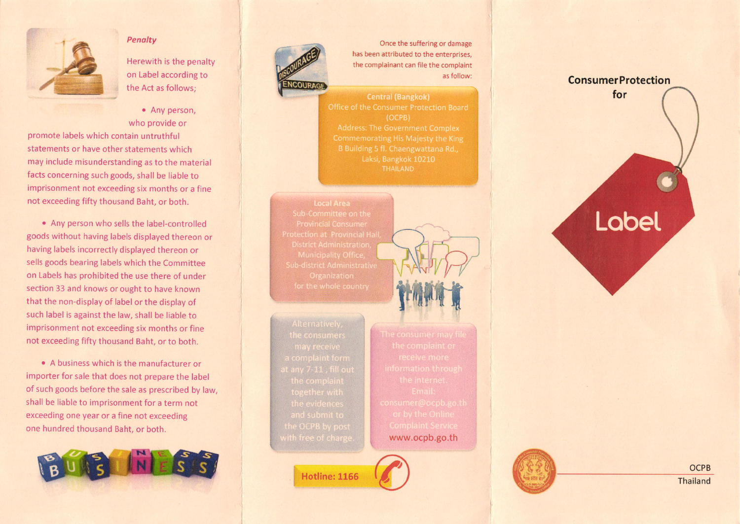## Penalty

Herewith is the penalty on Label according to the Act as follows;

- Any person, who provide or promote labels which contain untruthful statements or have other statements which may include misunderstanding as to the material facts concerning such goods, shall be liable to imprisonment not exceeding six months or a fine not exceeding fifty thousand Baht, or both.
- Any person who sells the label-controlled goods without having labels displayed thereon or having labels incorrectly displayed thereon or sells goods bearing labels which the Committee on Labels has prohibited the use there of under section 33 and knows or ought to have known that the non-display of label or the display of such label is against the law, shall be liable to imprisonment not exceeding six months or fine not exceeding fifty thousand Baht, or to both.
- A business which is the manufacturer or importer for sale that does not prepare the label of such goods before the sale as prescribed by law, shall be liable to imprisonment for a term not exceeding one year or a fine not exceeding one hundred thousand Baht, or both.

Once the suffering or damage has been attributed to the enterprises, the complainant can file the complaint as follow:

**Central (Bangkok)**
Office of the Consumer Protection Board (OCPB)
Address: The Government Complex Commemorating His Majesty the King B Building 5 fl. Chaengwattana Rd., Laksi, Bangkok 10210
THAILAND

**Local Area**
Sub-Committee on the Provincial Consumer Protection at Provincial Hall, District Administration, Municipality Office, Sub-district Administrative Organization for the whole country

Alternatively, the consumers may receive a complaint form at any 7-11, fill out the complaint together with the evidences and submit to the OCPB by post with free of charge.

The consumer may file the complaint or receive more information through the internet.
Email: consumer@ocpb.go.th
or by the Online Complaint Service
www.ocpb.go.th

**Hotline: 1166**

# Consumer Protection for Label

OCPB
Thailand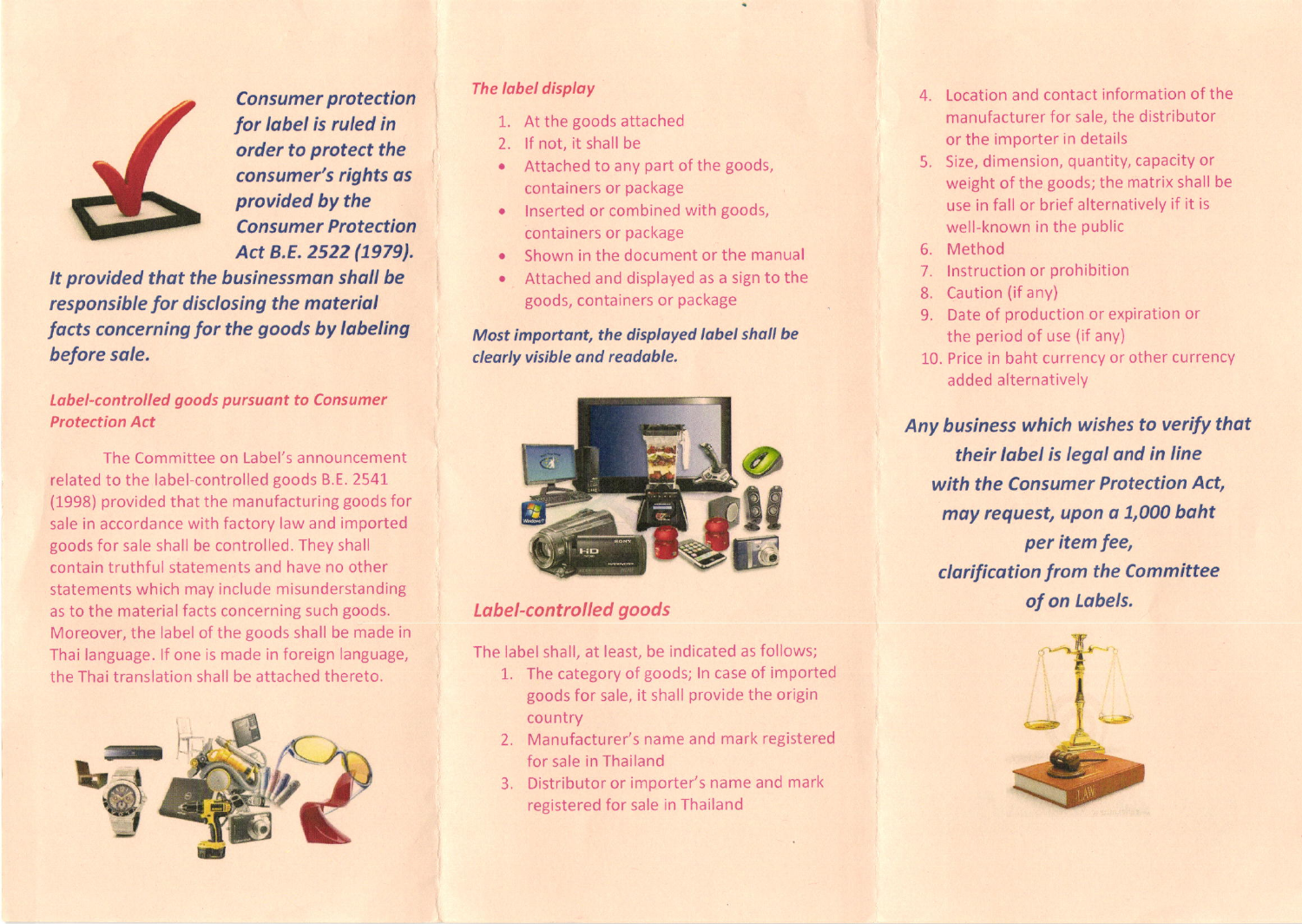***Consumer protection for label is ruled in order to protect the consumer's rights as provided by the Consumer Protection Act B.E. 2522 (1979).***

***It provided that the businessman shall be responsible for disclosing the material facts concerning for the goods by labeling before sale.***

### *Label-controlled goods pursuant to Consumer Protection Act*

The Committee on Label's announcement related to the label-controlled goods B.E. 2541 (1998) provided that the manufacturing goods for sale in accordance with factory law and imported goods for sale shall be controlled. They shall contain truthful statements and have no other statements which may include misunderstanding as to the material facts concerning such goods. Moreover, the label of the goods shall be made in Thai language. If one is made in foreign language, the Thai translation shall be attached thereto.

### *The label display*

1. At the goods attached
2. If not, it shall be
   - Attached to any part of the goods, containers or package
   - Inserted or combined with goods, containers or package
   - Shown in the document or the manual
   - Attached and displayed as a sign to the goods, containers or package

***Most important, the displayed label shall be clearly visible and readable.***

## *Label-controlled goods*

The label shall, at least, be indicated as follows;

1. The category of goods; In case of imported goods for sale, it shall provide the origin country
2. Manufacturer's name and mark registered for sale in Thailand
3. Distributor or importer's name and mark registered for sale in Thailand
4. Location and contact information of the manufacturer for sale, the distributor or the importer in details
5. Size, dimension, quantity, capacity or weight of the goods; the matrix shall be use in fall or brief alternatively if it is well-known in the public
6. Method
7. Instruction or prohibition
8. Caution (if any)
9. Date of production or expiration or the period of use (if any)
10. Price in baht currency or other currency added alternatively

***Any business which wishes to verify that their label is legal and in line with the Consumer Protection Act, may request, upon a 1,000 baht per item fee, clarification from the Committee of on Labels.***